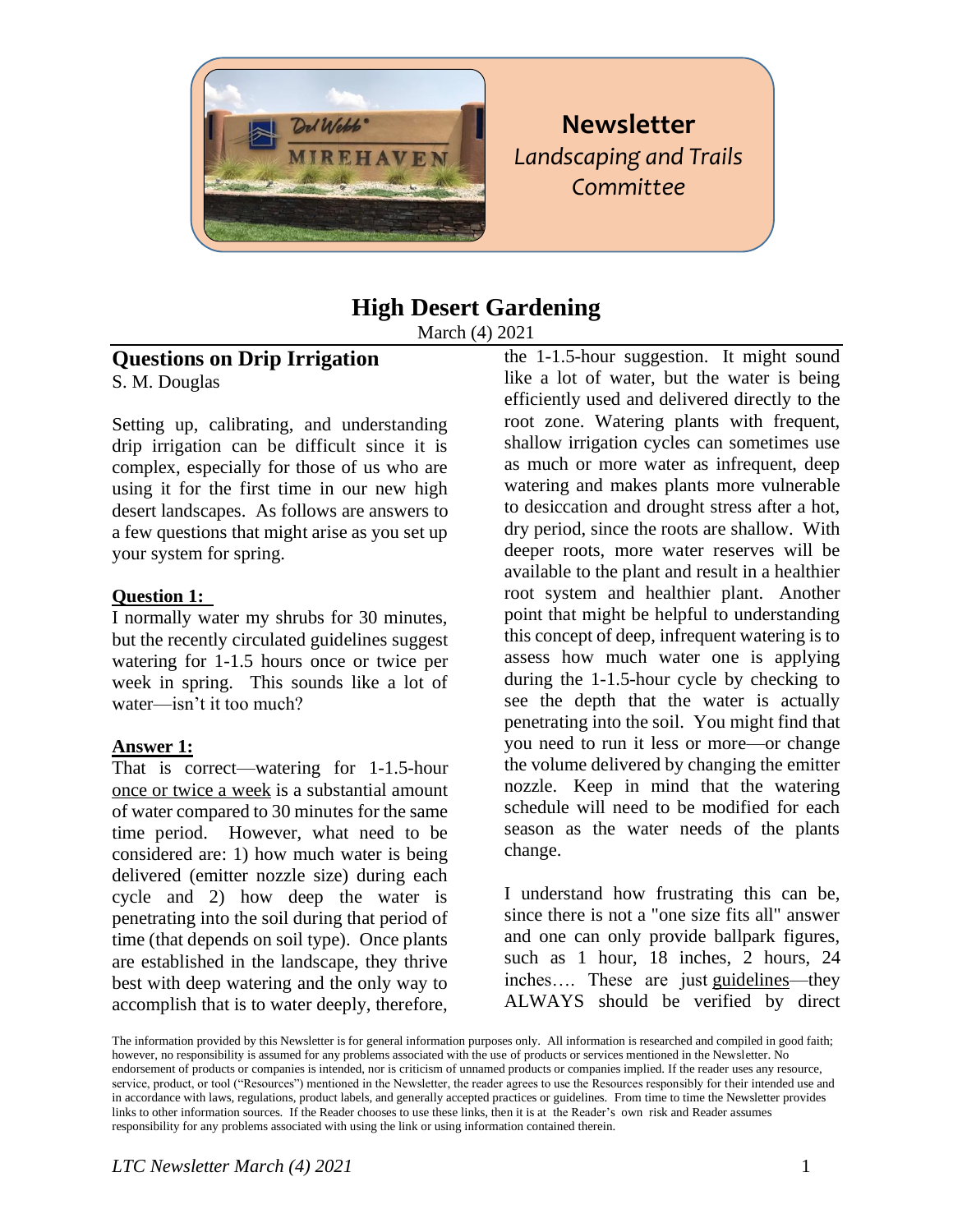**Newsletter**
*Landscaping and Trails Committee*

# High Desert Gardening

March (4) 2021

## Questions on Drip Irrigation

S. M. Douglas

Setting up, calibrating, and understanding drip irrigation can be difficult since it is complex, especially for those of us who are using it for the first time in our new high desert landscapes. As follows are answers to a few questions that might arise as you set up your system for spring.

**Question 1:**

I normally water my shrubs for 30 minutes, but the recently circulated guidelines suggest watering for 1-1.5 hours once or twice per week in spring. This sounds like a lot of water—isn't it too much?

**Answer 1:**

That is correct—watering for 1-1.5-hour once or twice a week is a substantial amount of water compared to 30 minutes for the same time period. However, what need to be considered are: 1) how much water is being delivered (emitter nozzle size) during each cycle and 2) how deep the water is penetrating into the soil during that period of time (that depends on soil type). Once plants are established in the landscape, they thrive best with deep watering and the only way to accomplish that is to water deeply, therefore, the 1-1.5-hour suggestion. It might sound like a lot of water, but the water is being efficiently used and delivered directly to the root zone. Watering plants with frequent, shallow irrigation cycles can sometimes use as much or more water as infrequent, deep watering and makes plants more vulnerable to desiccation and drought stress after a hot, dry period, since the roots are shallow. With deeper roots, more water reserves will be available to the plant and result in a healthier root system and healthier plant. Another point that might be helpful to understanding this concept of deep, infrequent watering is to assess how much water one is applying during the 1-1.5-hour cycle by checking to see the depth that the water is actually penetrating into the soil. You might find that you need to run it less or more—or change the volume delivered by changing the emitter nozzle. Keep in mind that the watering schedule will need to be modified for each season as the water needs of the plants change.

I understand how frustrating this can be, since there is not a "one size fits all" answer and one can only provide ballpark figures, such as 1 hour, 18 inches, 2 hours, 24 inches…. These are just guidelines—they ALWAYS should be verified by direct

The information provided by this Newsletter is for general information purposes only. All information is researched and compiled in good faith; however, no responsibility is assumed for any problems associated with the use of products or services mentioned in the Newsletter. No endorsement of products or companies is intended, nor is criticism of unnamed products or companies implied. If the reader uses any resource, service, product, or tool ("Resources") mentioned in the Newsletter, the reader agrees to use the Resources responsibly for their intended use and in accordance with laws, regulations, product labels, and generally accepted practices or guidelines. From time to time the Newsletter provides links to other information sources. If the Reader chooses to use these links, then it is at the Reader's own risk and Reader assumes responsibility for any problems associated with using the link or using information contained therein.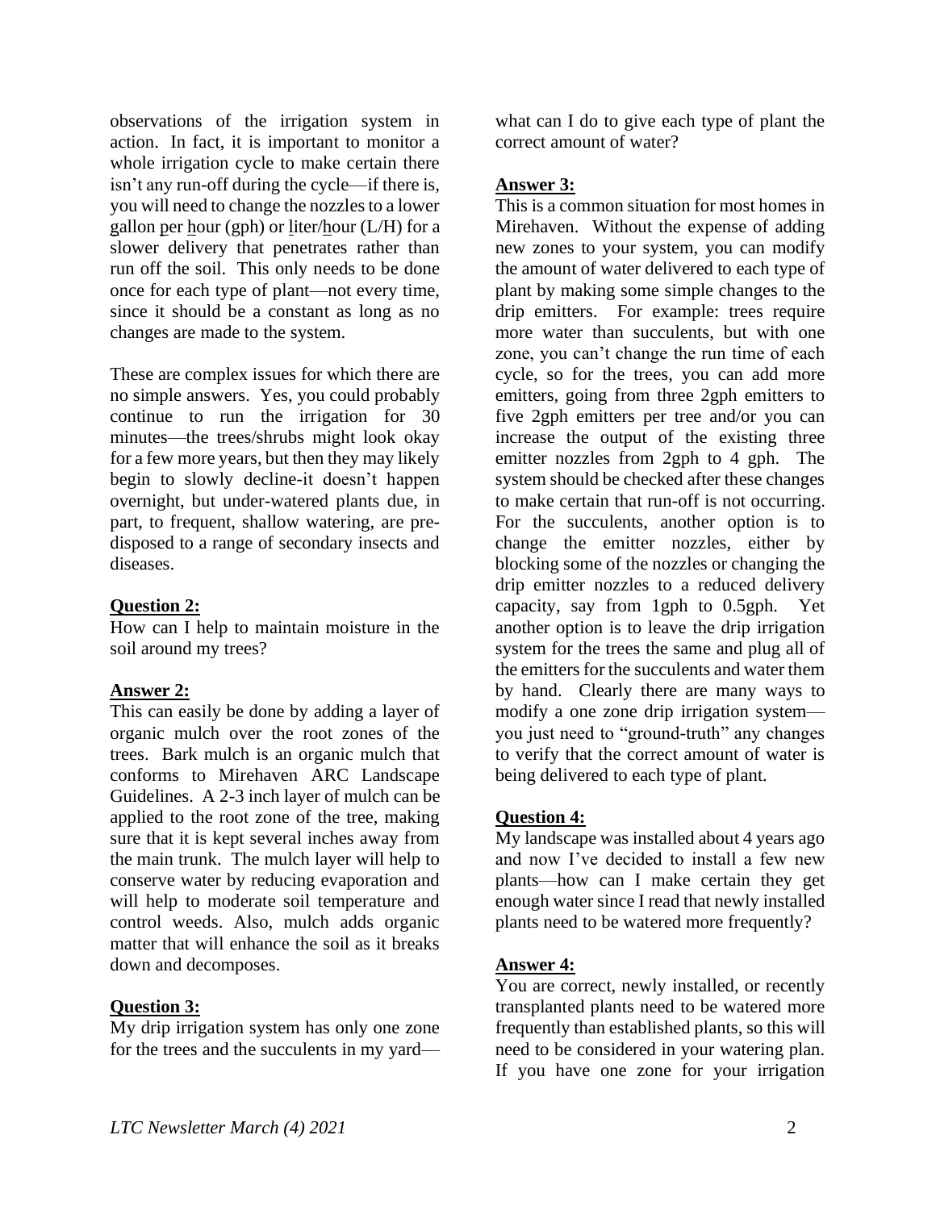observations of the irrigation system in action. In fact, it is important to monitor a whole irrigation cycle to make certain there isn't any run-off during the cycle—if there is, you will need to change the nozzles to a lower gallon per hour (gph) or liter/hour (L/H) for a slower delivery that penetrates rather than run off the soil. This only needs to be done once for each type of plant—not every time, since it should be a constant as long as no changes are made to the system.

These are complex issues for which there are no simple answers. Yes, you could probably continue to run the irrigation for 30 minutes—the trees/shrubs might look okay for a few more years, but then they may likely begin to slowly decline-it doesn't happen overnight, but under-watered plants due, in part, to frequent, shallow watering, are pre-disposed to a range of secondary insects and diseases.

**Question 2:**
How can I help to maintain moisture in the soil around my trees?

**Answer 2:**
This can easily be done by adding a layer of organic mulch over the root zones of the trees. Bark mulch is an organic mulch that conforms to Mirehaven ARC Landscape Guidelines. A 2-3 inch layer of mulch can be applied to the root zone of the tree, making sure that it is kept several inches away from the main trunk. The mulch layer will help to conserve water by reducing evaporation and will help to moderate soil temperature and control weeds. Also, mulch adds organic matter that will enhance the soil as it breaks down and decomposes.

**Question 3:**
My drip irrigation system has only one zone for the trees and the succulents in my yard—what can I do to give each type of plant the correct amount of water?

**Answer 3:**
This is a common situation for most homes in Mirehaven. Without the expense of adding new zones to your system, you can modify the amount of water delivered to each type of plant by making some simple changes to the drip emitters. For example: trees require more water than succulents, but with one zone, you can't change the run time of each cycle, so for the trees, you can add more emitters, going from three 2gph emitters to five 2gph emitters per tree and/or you can increase the output of the existing three emitter nozzles from 2gph to 4 gph. The system should be checked after these changes to make certain that run-off is not occurring. For the succulents, another option is to change the emitter nozzles, either by blocking some of the nozzles or changing the drip emitter nozzles to a reduced delivery capacity, say from 1gph to 0.5gph. Yet another option is to leave the drip irrigation system for the trees the same and plug all of the emitters for the succulents and water them by hand. Clearly there are many ways to modify a one zone drip irrigation system—you just need to "ground-truth" any changes to verify that the correct amount of water is being delivered to each type of plant.

**Question 4:**
My landscape was installed about 4 years ago and now I've decided to install a few new plants—how can I make certain they get enough water since I read that newly installed plants need to be watered more frequently?

**Answer 4:**
You are correct, newly installed, or recently transplanted plants need to be watered more frequently than established plants, so this will need to be considered in your watering plan. If you have one zone for your irrigation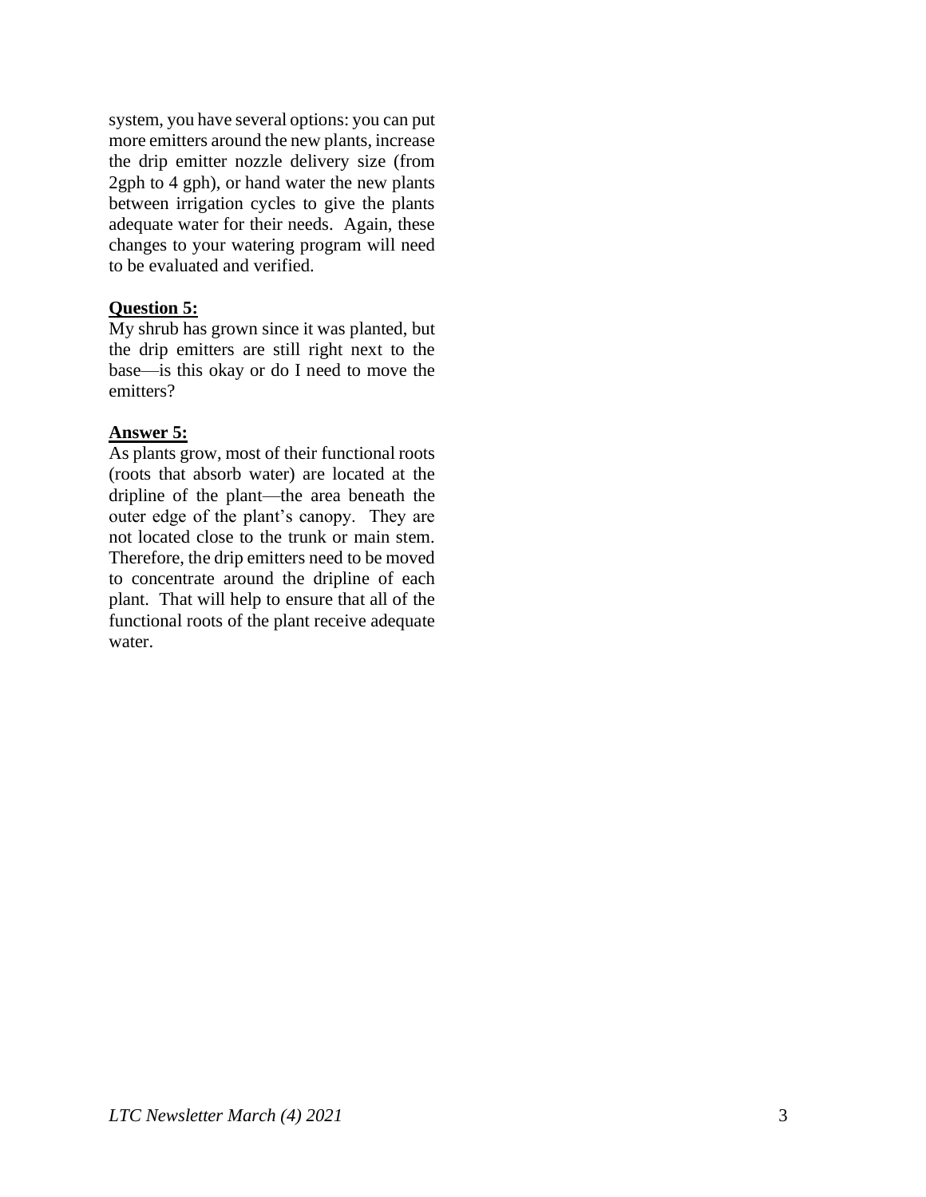system, you have several options: you can put more emitters around the new plants, increase the drip emitter nozzle delivery size (from 2gph to 4 gph), or hand water the new plants between irrigation cycles to give the plants adequate water for their needs. Again, these changes to your watering program will need to be evaluated and verified.

**Question 5:**

My shrub has grown since it was planted, but the drip emitters are still right next to the base—is this okay or do I need to move the emitters?

**Answer 5:**

As plants grow, most of their functional roots (roots that absorb water) are located at the dripline of the plant—the area beneath the outer edge of the plant's canopy. They are not located close to the trunk or main stem. Therefore, the drip emitters need to be moved to concentrate around the dripline of each plant. That will help to ensure that all of the functional roots of the plant receive adequate water.